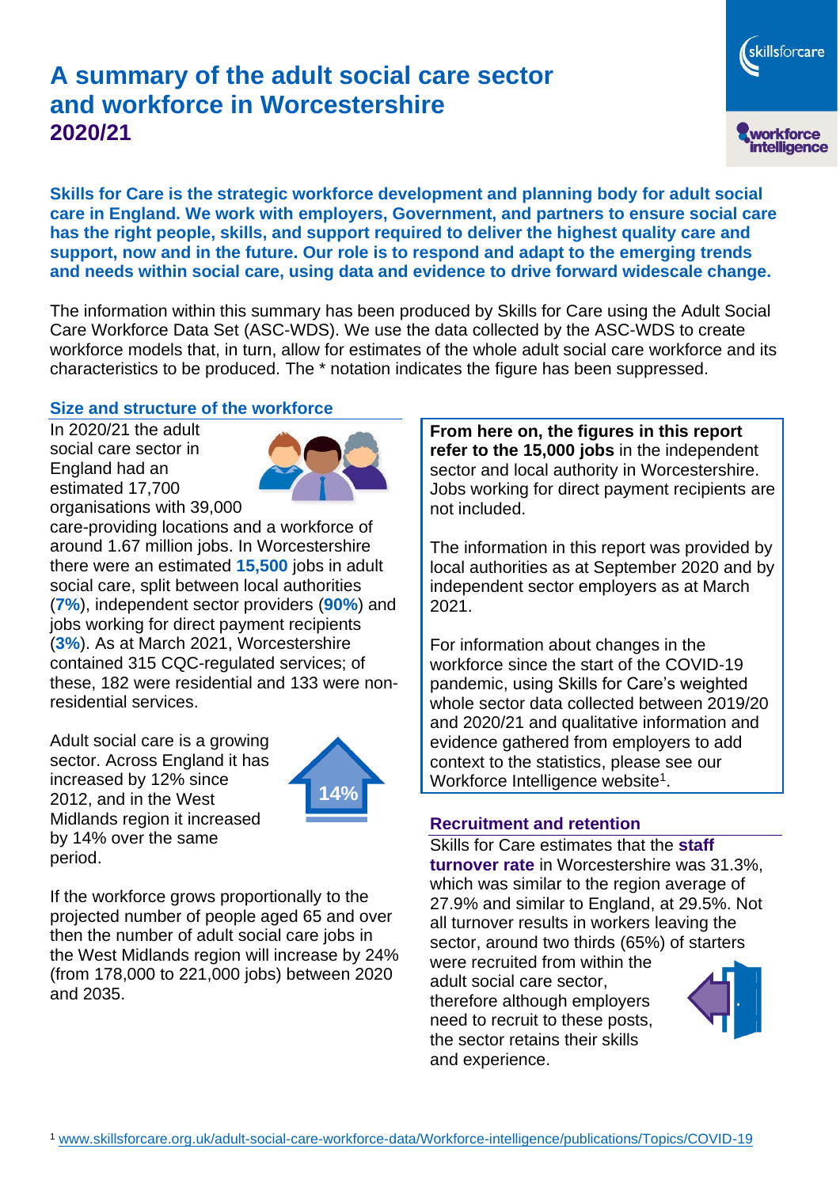# A summary of the adult social care sector and workforce in Worcestershire 2020/21

**Skills for Care is the strategic workforce development and planning body for adult social care in England. We work with employers, Government, and partners to ensure social care has the right people, skills, and support required to deliver the highest quality care and support, now and in the future. Our role is to respond and adapt to the emerging trends and needs within social care, using data and evidence to drive forward widescale change.**

The information within this summary has been produced by Skills for Care using the Adult Social Care Workforce Data Set (ASC-WDS). We use the data collected by the ASC-WDS to create workforce models that, in turn, allow for estimates of the whole adult social care workforce and its characteristics to be produced. The * notation indicates the figure has been suppressed.

## Size and structure of the workforce

In 2020/21 the adult social care sector in England had an estimated 17,700 organisations with 39,000 care-providing locations and a workforce of around 1.67 million jobs. In Worcestershire there were an estimated **15,500** jobs in adult social care, split between local authorities (**7%**), independent sector providers (**90%**) and jobs working for direct payment recipients (**3%**). As at March 2021, Worcestershire contained 315 CQC-regulated services; of these, 182 were residential and 133 were non-residential services.

Adult social care is a growing sector. Across England it has increased by 12% since 2012, and in the West Midlands region it increased by 14% over the same period.

14%

If the workforce grows proportionally to the projected number of people aged 65 and over then the number of adult social care jobs in the West Midlands region will increase by 24% (from 178,000 to 221,000 jobs) between 2020 and 2035.

**From here on, the figures in this report refer to the 15,000 jobs** in the independent sector and local authority in Worcestershire. Jobs working for direct payment recipients are not included.

The information in this report was provided by local authorities as at September 2020 and by independent sector employers as at March 2021.

For information about changes in the workforce since the start of the COVID-19 pandemic, using Skills for Care's weighted whole sector data collected between 2019/20 and 2020/21 and qualitative information and evidence gathered from employers to add context to the statistics, please see our Workforce Intelligence website[1].

## Recruitment and retention

Skills for Care estimates that the **staff turnover rate** in Worcestershire was 31.3%, which was similar to the region average of 27.9% and similar to England, at 29.5%. Not all turnover results in workers leaving the sector, around two thirds (65%) of starters were recruited from within the adult social care sector, therefore although employers need to recruit to these posts, the sector retains their skills and experience.

[1] www.skillsforcare.org.uk/adult-social-care-workforce-data/Workforce-intelligence/publications/Topics/COVID-19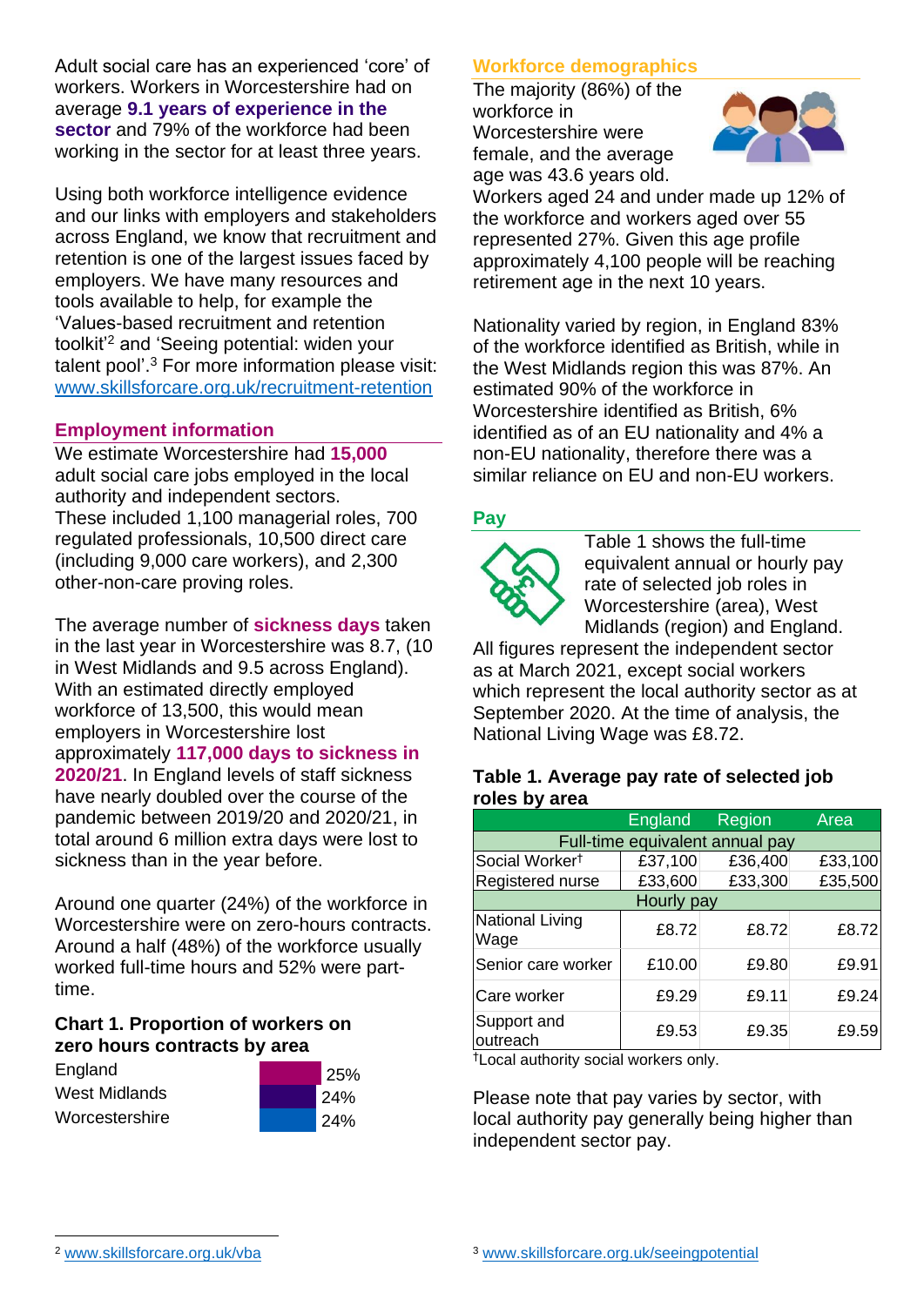Adult social care has an experienced 'core' of workers. Workers in Worcestershire had on average **9.1 years of experience in the sector** and 79% of the workforce had been working in the sector for at least three years.

Using both workforce intelligence evidence and our links with employers and stakeholders across England, we know that recruitment and retention is one of the largest issues faced by employers. We have many resources and tools available to help, for example the 'Values-based recruitment and retention toolkit'[2] and 'Seeing potential: widen your talent pool'.[3] For more information please visit: www.skillsforcare.org.uk/recruitment-retention

## Employment information

We estimate Worcestershire had **15,000** adult social care jobs employed in the local authority and independent sectors. These included 1,100 managerial roles, 700 regulated professionals, 10,500 direct care (including 9,000 care workers), and 2,300 other-non-care proving roles.

The average number of **sickness days** taken in the last year in Worcestershire was 8.7, (10 in West Midlands and 9.5 across England). With an estimated directly employed workforce of 13,500, this would mean employers in Worcestershire lost approximately **117,000 days to sickness in 2020/21**. In England levels of staff sickness have nearly doubled over the course of the pandemic between 2019/20 and 2020/21, in total around 6 million extra days were lost to sickness than in the year before.

Around one quarter (24%) of the workforce in Worcestershire were on zero-hours contracts. Around a half (48%) of the workforce usually worked full-time hours and 52% were part-time.

### Chart 1. Proportion of workers on zero hours contracts by area

| Area | Proportion |
|---|---|
| England | 25% |
| West Midlands | 24% |
| Worcestershire | 24% |

## Workforce demographics

The majority (86%) of the workforce in Worcestershire were female, and the average age was 43.6 years old. Workers aged 24 and under made up 12% of the workforce and workers aged over 55 represented 27%. Given this age profile approximately 4,100 people will be reaching retirement age in the next 10 years.

Nationality varied by region, in England 83% of the workforce identified as British, while in the West Midlands region this was 87%. An estimated 90% of the workforce in Worcestershire identified as British, 6% identified as of an EU nationality and 4% a non-EU nationality, therefore there was a similar reliance on EU and non-EU workers.

## Pay

Table 1 shows the full-time equivalent annual or hourly pay rate of selected job roles in Worcestershire (area), West Midlands (region) and England. All figures represent the independent sector as at March 2021, except social workers which represent the local authority sector as at September 2020. At the time of analysis, the National Living Wage was £8.72.

### Table 1. Average pay rate of selected job roles by area

| | England | Region | Area |
|---|---|---|---|
| **Full-time equivalent annual pay** | | | |
| Social Worker† | £37,100 | £36,400 | £33,100 |
| Registered nurse | £33,600 | £33,300 | £35,500 |
| **Hourly pay** | | | |
| National Living Wage | £8.72 | £8.72 | £8.72 |
| Senior care worker | £10.00 | £9.80 | £9.91 |
| Care worker | £9.29 | £9.11 | £9.24 |
| Support and outreach | £9.53 | £9.35 | £9.59 |

†Local authority social workers only.

Please note that pay varies by sector, with local authority pay generally being higher than independent sector pay.

[2] www.skillsforcare.org.uk/vba

[3] www.skillsforcare.org.uk/seeingpotential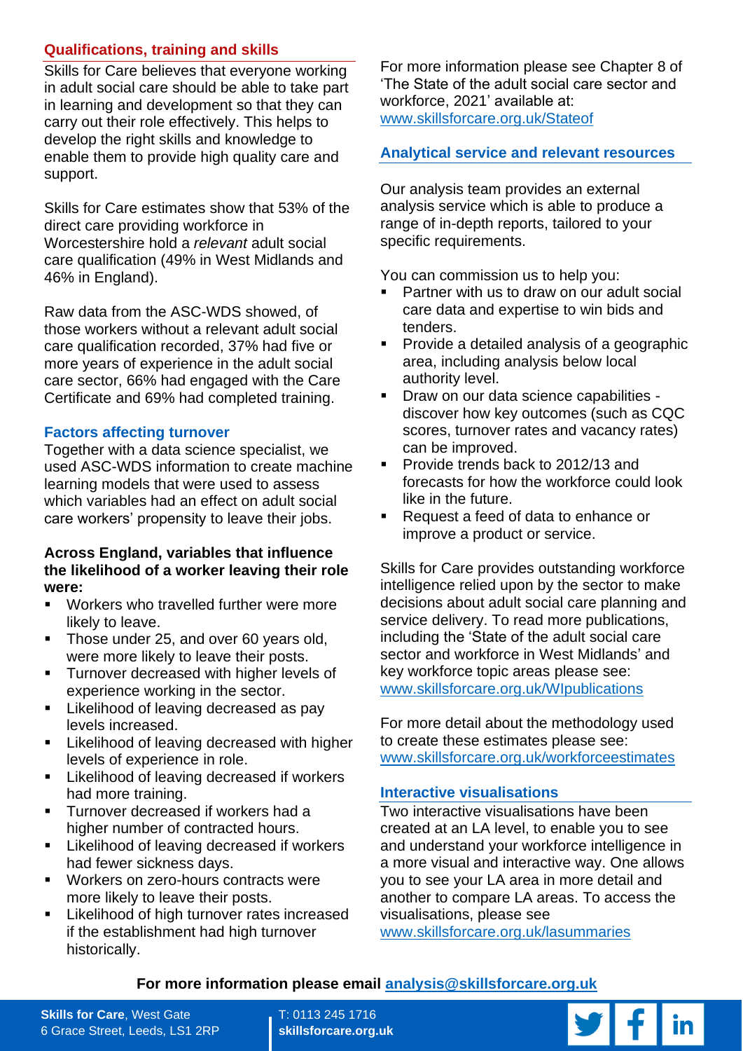## Qualifications, training and skills

Skills for Care believes that everyone working in adult social care should be able to take part in learning and development so that they can carry out their role effectively. This helps to develop the right skills and knowledge to enable them to provide high quality care and support.

Skills for Care estimates show that 53% of the direct care providing workforce in Worcestershire hold a *relevant* adult social care qualification (49% in West Midlands and 46% in England).

Raw data from the ASC-WDS showed, of those workers without a relevant adult social care qualification recorded, 37% had five or more years of experience in the adult social care sector, 66% had engaged with the Care Certificate and 69% had completed training.

## Factors affecting turnover

Together with a data science specialist, we used ASC-WDS information to create machine learning models that were used to assess which variables had an effect on adult social care workers' propensity to leave their jobs.

**Across England, variables that influence the likelihood of a worker leaving their role were:**

- Workers who travelled further were more likely to leave.
- Those under 25, and over 60 years old, were more likely to leave their posts.
- Turnover decreased with higher levels of experience working in the sector.
- Likelihood of leaving decreased as pay levels increased.
- Likelihood of leaving decreased with higher levels of experience in role.
- Likelihood of leaving decreased if workers had more training.
- Turnover decreased if workers had a higher number of contracted hours.
- Likelihood of leaving decreased if workers had fewer sickness days.
- Workers on zero-hours contracts were more likely to leave their posts.
- Likelihood of high turnover rates increased if the establishment had high turnover historically.

For more information please see Chapter 8 of 'The State of the adult social care sector and workforce, 2021' available at: www.skillsforcare.org.uk/Stateof

## Analytical service and relevant resources

Our analysis team provides an external analysis service which is able to produce a range of in-depth reports, tailored to your specific requirements.

You can commission us to help you:

- Partner with us to draw on our adult social care data and expertise to win bids and tenders.
- Provide a detailed analysis of a geographic area, including analysis below local authority level.
- Draw on our data science capabilities - discover how key outcomes (such as CQC scores, turnover rates and vacancy rates) can be improved.
- Provide trends back to 2012/13 and forecasts for how the workforce could look like in the future.
- Request a feed of data to enhance or improve a product or service.

Skills for Care provides outstanding workforce intelligence relied upon by the sector to make decisions about adult social care planning and service delivery. To read more publications, including the 'State of the adult social care sector and workforce in West Midlands' and key workforce topic areas please see: www.skillsforcare.org.uk/WIpublications

For more detail about the methodology used to create these estimates please see: www.skillsforcare.org.uk/workforceestimates

## Interactive visualisations

Two interactive visualisations have been created at an LA level, to enable you to see and understand your workforce intelligence in a more visual and interactive way. One allows you to see your LA area in more detail and another to compare LA areas. To access the visualisations, please see www.skillsforcare.org.uk/lasummaries

**For more information please email analysis@skillsforcare.org.uk**

**Skills for Care**, West Gate
6 Grace Street, Leeds, LS1 2RP

T: 0113 245 1716
**skillsforcare.org.uk**